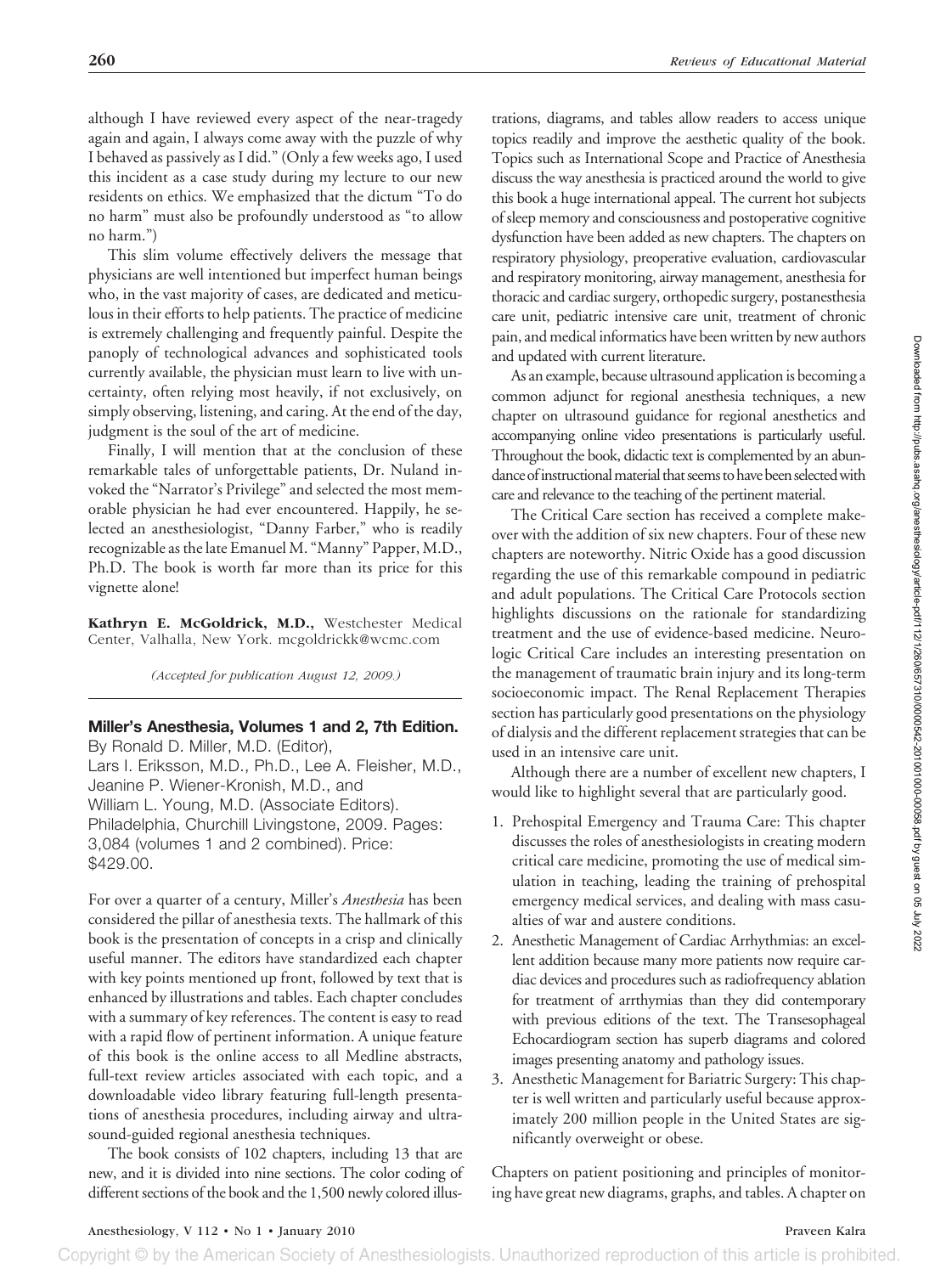although I have reviewed every aspect of the near-tragedy again and again, I always come away with the puzzle of why I behaved as passively as I did." (Only a few weeks ago, I used this incident as a case study during my lecture to our new residents on ethics. We emphasized that the dictum "To do no harm" must also be profoundly understood as "to allow no harm.")

This slim volume effectively delivers the message that physicians are well intentioned but imperfect human beings who, in the vast majority of cases, are dedicated and meticulous in their efforts to help patients. The practice of medicine is extremely challenging and frequently painful. Despite the panoply of technological advances and sophisticated tools currently available, the physician must learn to live with uncertainty, often relying most heavily, if not exclusively, on simply observing, listening, and caring. At the end of the day, judgment is the soul of the art of medicine.

Finally, I will mention that at the conclusion of these remarkable tales of unforgettable patients, Dr. Nuland invoked the "Narrator's Privilege" and selected the most memorable physician he had ever encountered. Happily, he selected an anesthesiologist, "Danny Farber," who is readily recognizable as the late Emanuel M. "Manny" Papper, M.D., Ph.D. The book is worth far more than its price for this vignette alone!

**Kathryn E. McGoldrick, M.D.,** Westchester Medical Center, Valhalla, New York. mcgoldrickk@wcmc.com

*(Accepted for publication August 12, 2009.)*

---

### Miller's Anesthesia, Volumes 1 and 2, 7th Edition.

By Ronald D. Miller, M.D. (Editor), Lars I. Eriksson, M.D., Ph.D., Lee A. Fleisher, M.D., Jeanine P. Wiener-Kronish, M.D., and William L. Young, M.D. (Associate Editors). Philadelphia, Churchill Livingstone, 2009. Pages: 3,084 (volumes 1 and 2 combined). Price: $429.00.

For over a quarter of a century, Miller's *Anesthesia* has been considered the pillar of anesthesia texts. The hallmark of this book is the presentation of concepts in a crisp and clinically useful manner. The editors have standardized each chapter with key points mentioned up front, followed by text that is enhanced by illustrations and tables. Each chapter concludes with a summary of key references. The content is easy to read with a rapid flow of pertinent information. A unique feature of this book is the online access to all Medline abstracts, full-text review articles associated with each topic, and a downloadable video library featuring full-length presentations of anesthesia procedures, including airway and ultrasound-guided regional anesthesia techniques.

The book consists of 102 chapters, including 13 that are new, and it is divided into nine sections. The color coding of different sections of the book and the 1,500 newly colored illustrations, diagrams, and tables allow readers to access unique topics readily and improve the aesthetic quality of the book. Topics such as International Scope and Practice of Anesthesia discuss the way anesthesia is practiced around the world to give this book a huge international appeal. The current hot subjects of sleep memory and consciousness and postoperative cognitive dysfunction have been added as new chapters. The chapters on respiratory physiology, preoperative evaluation, cardiovascular and respiratory monitoring, airway management, anesthesia for thoracic and cardiac surgery, orthopedic surgery, postanesthesia care unit, pediatric intensive care unit, treatment of chronic pain, and medical informatics have been written by new authors and updated with current literature.

As an example, because ultrasound application is becoming a common adjunct for regional anesthesia techniques, a new chapter on ultrasound guidance for regional anesthetics and accompanying online video presentations is particularly useful. Throughout the book, didactic text is complemented by an abundance of instructional material that seems to have been selected with care and relevance to the teaching of the pertinent material.

The Critical Care section has received a complete makeover with the addition of six new chapters. Four of these new chapters are noteworthy. Nitric Oxide has a good discussion regarding the use of this remarkable compound in pediatric and adult populations. The Critical Care Protocols section highlights discussions on the rationale for standardizing treatment and the use of evidence-based medicine. Neurologic Critical Care includes an interesting presentation on the management of traumatic brain injury and its long-term socioeconomic impact. The Renal Replacement Therapies section has particularly good presentations on the physiology of dialysis and the different replacement strategies that can be used in an intensive care unit.

Although there are a number of excellent new chapters, I would like to highlight several that are particularly good.

1. Prehospital Emergency and Trauma Care: This chapter discusses the roles of anesthesiologists in creating modern critical care medicine, promoting the use of medical simulation in teaching, leading the training of prehospital emergency medical services, and dealing with mass casualties of war and austere conditions.
2. Anesthetic Management of Cardiac Arrhythmias: an excellent addition because many more patients now require cardiac devices and procedures such as radiofrequency ablation for treatment of arrthymias than they did contemporary with previous editions of the text. The Transesophageal Echocardiogram section has superb diagrams and colored images presenting anatomy and pathology issues.
3. Anesthetic Management for Bariatric Surgery: This chapter is well written and particularly useful because approximately 200 million people in the United States are significantly overweight or obese.

Chapters on patient positioning and principles of monitoring have great new diagrams, graphs, and tables. A chapter on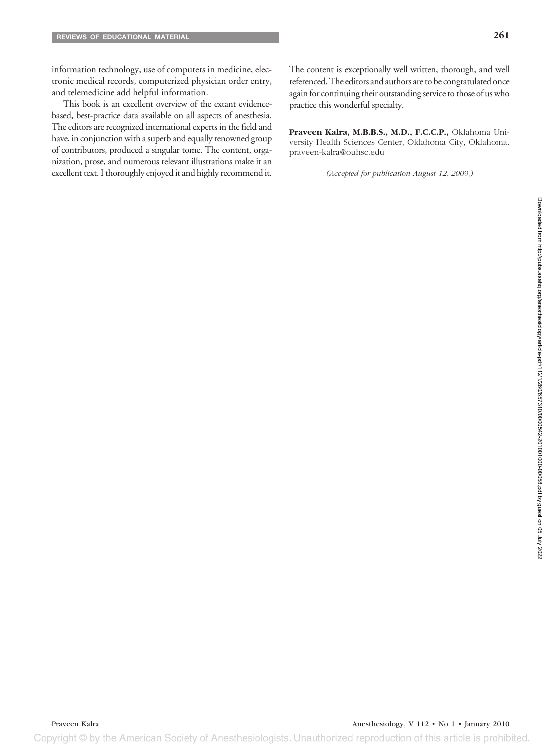information technology, use of computers in medicine, electronic medical records, computerized physician order entry, and telemedicine add helpful information.

This book is an excellent overview of the extant evidence-based, best-practice data available on all aspects of anesthesia. The editors are recognized international experts in the field and have, in conjunction with a superb and equally renowned group of contributors, produced a singular tome. The content, organization, prose, and numerous relevant illustrations make it an excellent text. I thoroughly enjoyed it and highly recommend it. The content is exceptionally well written, thorough, and well referenced. The editors and authors are to be congratulated once again for continuing their outstanding service to those of us who practice this wonderful specialty.

**Praveen Kalra, M.B.B.S., M.D., F.C.C.P.,** Oklahoma University Health Sciences Center, Oklahoma City, Oklahoma. praveen-kalra@ouhsc.edu

*(Accepted for publication August 12, 2009.)*